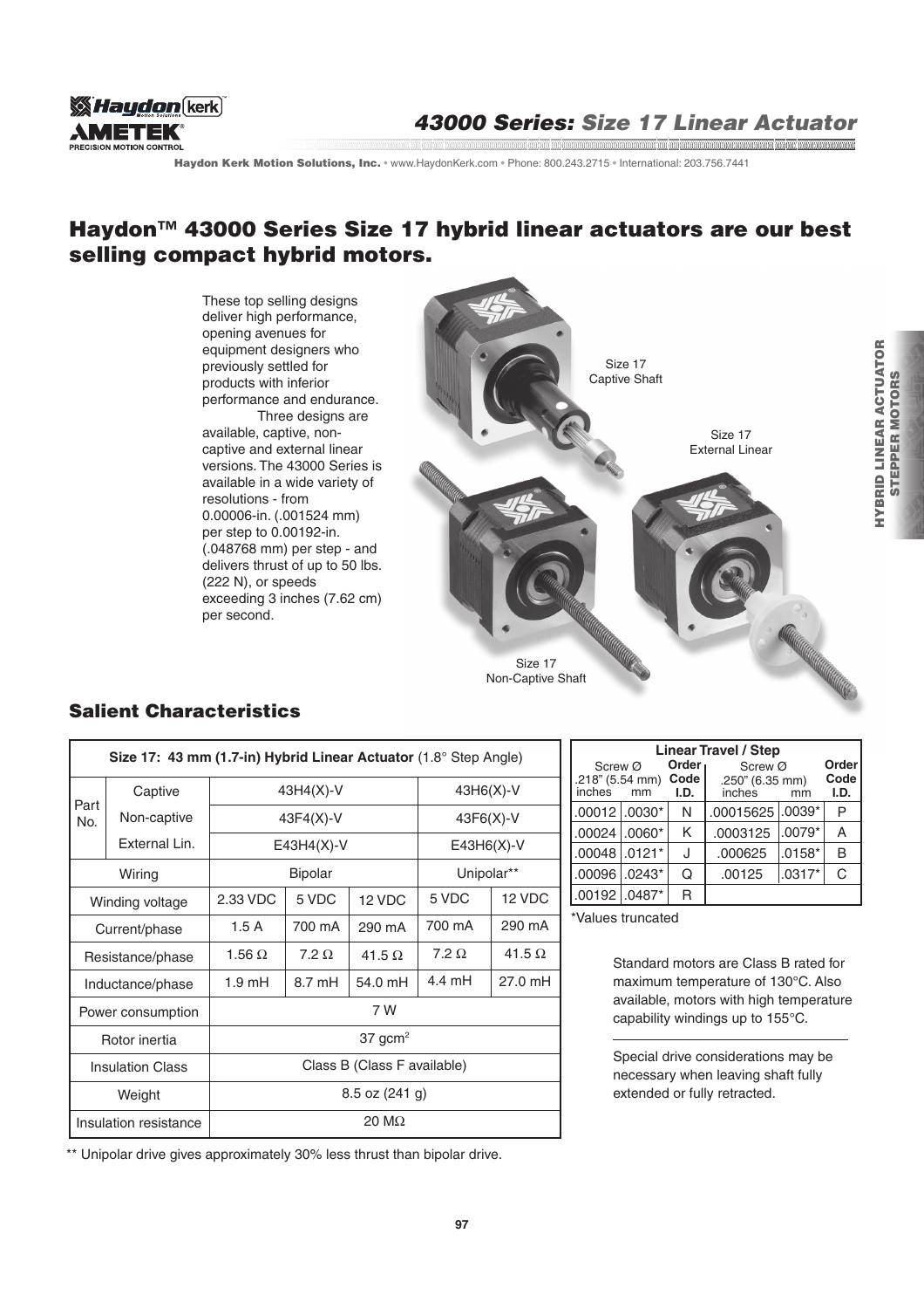# 43000 Series: *Size 17 Linear Actuator*

Haydon Kerk Motion Solutions, Inc. • www.HaydonKerk.com • Phone: 800.243.2715 • International: 203.756.7441

## Haydon™ 43000 Series Size 17 hybrid linear actuators are our best selling compact hybrid motors.

These top selling designs deliver high performance, opening avenues for equipment designers who previously settled for products with inferior performance and endurance.

Three designs are available, captive, non-captive and external linear versions. The 43000 Series is available in a wide variety of resolutions - from 0.00006-in. (.001524 mm) per step to 0.00192-in. (.048768 mm) per step - and delivers thrust of up to 50 lbs. (222 N), or speeds exceeding 3 inches (7.62 cm) per second.

Size 17 Captive Shaft

Size 17 External Linear

Size 17 Non-Captive Shaft

## Salient Characteristics

| **Size 17: 43 mm (1.7-in) Hybrid Linear Actuator** (1.8° Step Angle) | | | | | | |
|---|---|---|---|---|---|---|
| Part No. | Captive | 43H4(X)-V | | | 43H6(X)-V | |
| | Non-captive | 43F4(X)-V | | | 43F6(X)-V | |
| | External Lin. | E43H4(X)-V | | | E43H6(X)-V | |
| Wiring | | Bipolar | | | Unipolar** | |
| Winding voltage | | 2.33 VDC | 5 VDC | 12 VDC | 5 VDC | 12 VDC |
| Current/phase | | 1.5 A | 700 mA | 290 mA | 700 mA | 290 mA |
| Resistance/phase | | 1.56 Ω | 7.2 Ω | 41.5 Ω | 7.2 Ω | 41.5 Ω |
| Inductance/phase | | 1.9 mH | 8.7 mH | 54.0 mH | 4.4 mH | 27.0 mH |
| Power consumption | | 7 W | | | | |
| Rotor inertia | | 37 $gcm^2$ | | | | |
| Insulation Class | | Class B (Class F available) | | | | |
| Weight | | 8.5 oz (241 g) | | | | |
| Insulation resistance | | 20 MΩ | | | | |

** Unipolar drive gives approximately 30% less thrust than bipolar drive.

| **Linear Travel / Step** | | | | | |
|---|---|---|---|---|---|
| Screw Ø .218" (5.54 mm) | | **Order Code I.D.** | Screw Ø .250" (6.35 mm) | | **Order Code I.D.** |
| inches | mm | | inches | mm | |
| .00012 | .0030* | N | .00015625 | .0039* | P |
| .00024 | .0060* | K | .0003125 | .0079* | A |
| .00048 | .0121* | J | .000625 | .0158* | B |
| .00096 | .0243* | Q | .00125 | .0317* | C |
| .00192 | .0487* | R | | | |

*Values truncated

Standard motors are Class B rated for maximum temperature of 130°C. Also available, motors with high temperature capability windings up to 155°C.

Special drive considerations may be necessary when leaving shaft fully extended or fully retracted.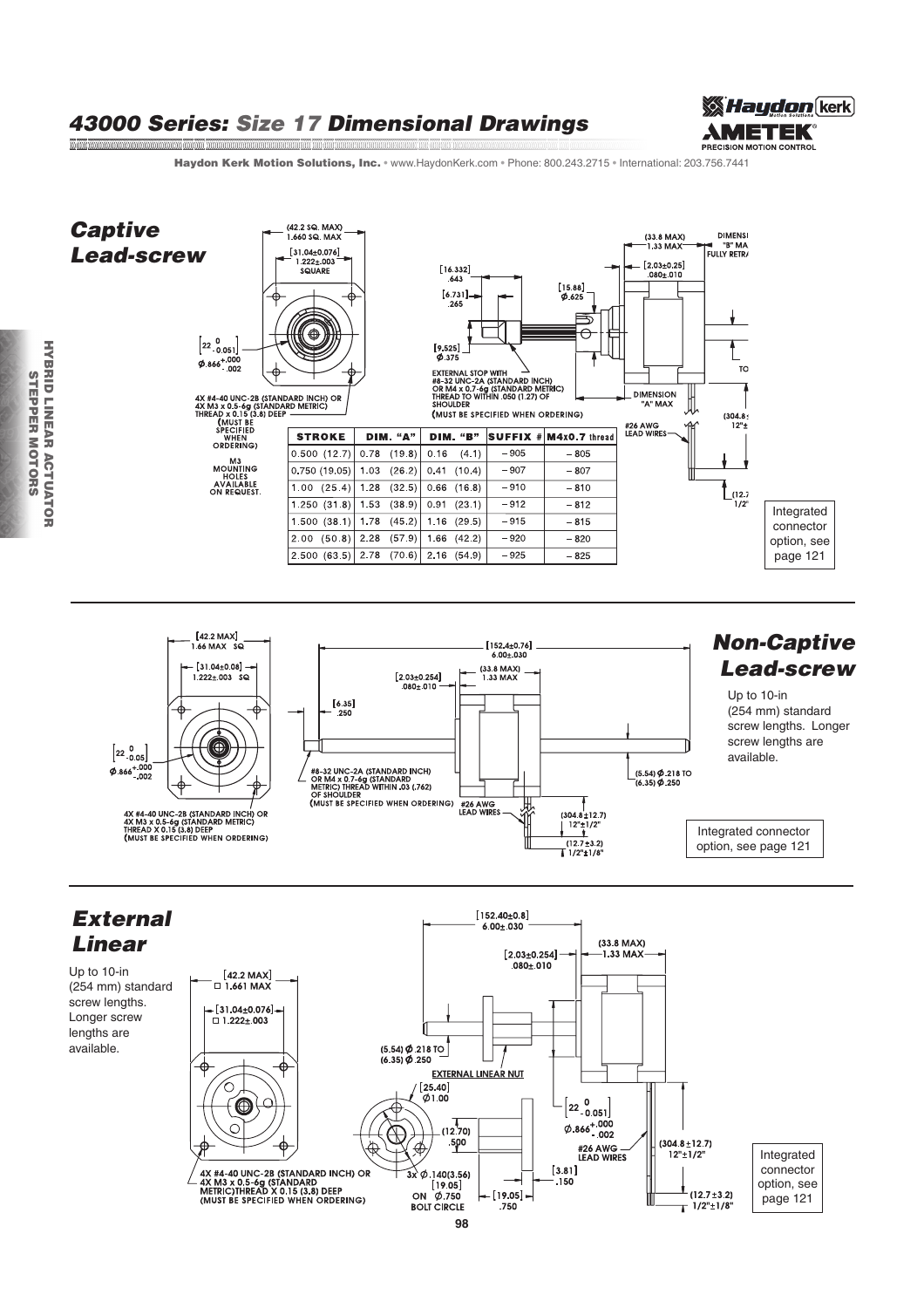# 43000 Series: Size 17 Dimensional Drawings

Haydon Kerk Motion Solutions, Inc. • www.HaydonKerk.com • Phone: 800.243.2715 • International: 203.756.7441

## Captive Lead-screw

(42.2 SQ. MAX) 1.660 SQ. MAX

[31.04±0.076] 1.222±.003 SQUARE

[22 0 -0.051] Ø.866 +.000 -.002

4X #4-40 UNC-2B (STANDARD INCH) OR 4X M3 x 0.5-6g (STANDARD METRIC) THREAD x 0.15 (3.8) DEEP (MUST BE SPECIFIED WHEN ORDERING)

M3 MOUNTING HOLES AVAILABLE ON REQUEST.

[16.332] .643

[6.731] .265

[15.88] Ø.625

[9.525] Ø.375

EXTERNAL STOP WITH #8-32 UNC-2A (STANDARD INCH) OR M4 x 0.7-6g (STANDARD METRIC) THREAD TO WITHIN .050 (1.27) OF SHOULDER (MUST BE SPECIFIED WHEN ORDERING)

(33.8 MAX) 1.33 MAX

[2.03±0.25] .080±.010

DIMENSION "B" MAX FULLY RETRACTED

DIMENSION "A" MAX

#26 AWG LEAD WIRES

(304.8±12.7) 12"±1/2"

(12.7±3.2) 1/2"±1/8"

| STROKE | DIM. "A" | DIM. "B" | SUFFIX # | M4x0.7 thread |
|---|---|---|---|---|
| 0.500 (12.7) | 0.78 (19.8) | 0.16 (4.1) | – 905 | – 805 |
| 0.750 (19.05) | 1.03 (26.2) | 0.41 (10.4) | – 907 | – 807 |
| 1.00 (25.4) | 1.28 (32.5) | 0.66 (16.8) | – 910 | – 810 |
| 1.250 (31.8) | 1.53 (38.9) | 0.91 (23.1) | – 912 | – 812 |
| 1.500 (38.1) | 1.78 (45.2) | 1.16 (29.5) | – 915 | – 815 |
| 2.00 (50.8) | 2.28 (57.9) | 1.66 (42.2) | – 920 | – 820 |
| 2.500 (63.5) | 2.78 (70.6) | 2.16 (54.9) | – 925 | – 825 |

Integrated connector option, see page 121

## Non-Captive Lead-screw

Up to 10-in (254 mm) standard screw lengths. Longer screw lengths are available.

[42.2 MAX] 1.66 MAX SQ

[31.04±0.08] 1.222±.003 SQ

[22 0 -0.05] Ø.866 +.000 -.002

4X #4-40 UNC-2B (STANDARD INCH) OR 4X M3 x 0.5-6g (STANDARD METRIC) THREAD X 0.15 (3.8) DEEP (MUST BE SPECIFIED WHEN ORDERING)

[152.4±0.76] 6.00±.030

(33.8 MAX) 1.33 MAX

[2.03±0.254] .080±.010

[6.35] .250

#8-32 UNC-2A (STANDARD INCH) OR M4 x 0.7-6g (STANDARD METRIC) THREAD WITHIN .03 (.762) OF SHOULDER (MUST BE SPECIFIED WHEN ORDERING)

#26 AWG LEAD WIRES

(5.54) Ø.218 TO (6.35) Ø.250

(304.8±12.7) 12"±1/2"

(12.7±3.2) 1/2"±1/8"

Integrated connector option, see page 121

## External Linear

Up to 10-in (254 mm) standard screw lengths. Longer screw lengths are available.

[42.2 MAX] □ 1.661 MAX

[31.04±0.076] □ 1.222±.003

4X #4-40 UNC-2B (STANDARD INCH) OR 4X M3 x 0.5-6g (STANDARD METRIC)THREAD X 0.15 (3.8) DEEP (MUST BE SPECIFIED WHEN ORDERING)

[152.40±0.8] 6.00±.030

[2.03±0.254] .080±.010

(33.8 MAX) 1.33 MAX

(5.54) Ø.218 TO (6.35) Ø.250

EXTERNAL LINEAR NUT

[25.40] Ø1.00

(12.70) .500

3X Ø.140(3.56) [19.05] ON Ø.750 BOLT CIRCLE

[19.05] .750

[3.81] .150

[22 0 -0.051] Ø.866 +.000 -.002

#26 AWG LEAD WIRES

(304.8±12.7) 12"±1/2"

(12.7±3.2) 1/2"±1/8"

Integrated connector option, see page 121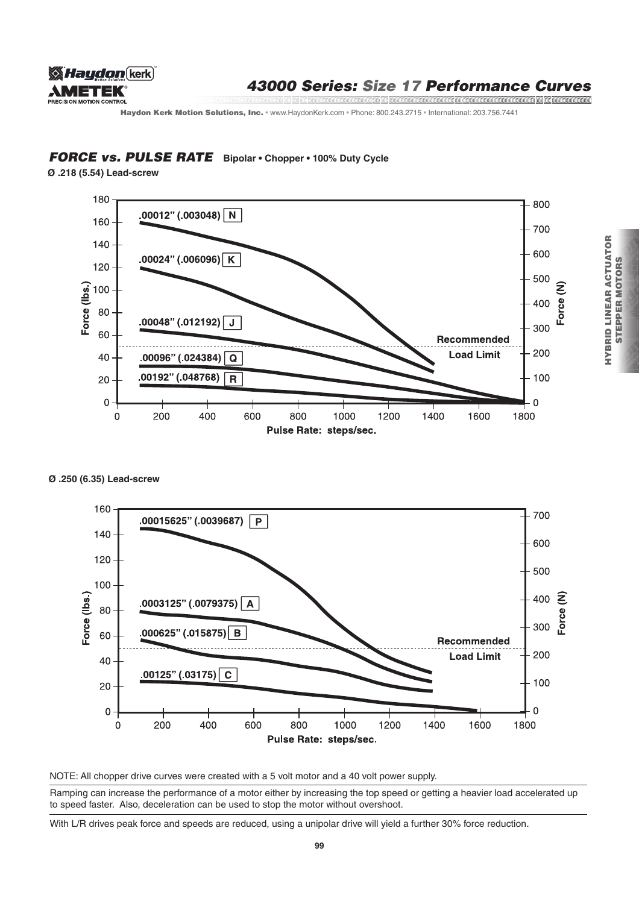# 43000 Series: Size 17 Performance Curves

## FORCE vs. PULSE RATE Bipolar • Chopper • 100% Duty Cycle

**Ø .218 (5.54) Lead-screw**

Force (lbs.) / Force (N) vs. Pulse Rate: steps/sec.

- .00012" (.003048) N
- .00024" (.006096) K
- .00048" (.012192) J
- .00096" (.024384) Q
- .00192" (.048768) R

Recommended Load Limit

**Ø .250 (6.35) Lead-screw**

Force (lbs.) / Force (N) vs. Pulse Rate: steps/sec.

- .00015625" (.0039687) P
- .0003125" (.0079375) A
- .000625" (.015875) B
- .00125" (.03175) C

Recommended Load Limit

NOTE: All chopper drive curves were created with a 5 volt motor and a 40 volt power supply.

Ramping can increase the performance of a motor either by increasing the top speed or getting a heavier load accelerated up to speed faster. Also, deceleration can be used to stop the motor without overshoot.

With L/R drives peak force and speeds are reduced, using a unipolar drive will yield a further 30% force reduction.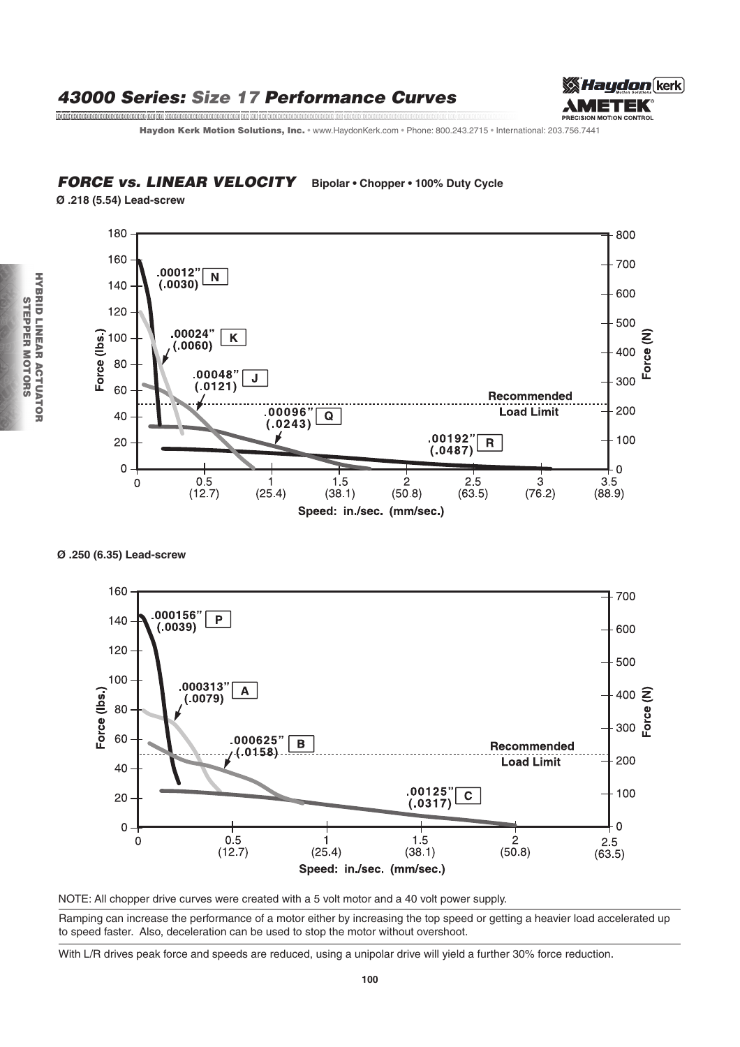# 43000 Series: Size 17 Performance Curves

Haydon Kerk Motion Solutions, Inc. • www.HaydonKerk.com • Phone: 800.243.2715 • International: 203.756.7441

HYBRID LINEAR ACTUATOR STEPPER MOTORS

## FORCE vs. LINEAR VELOCITY

**Bipolar • Chopper • 100% Duty Cycle**

**Ø .218 (5.54) Lead-screw**

Force (lbs.)
0
20
40
60
80
100
120
140
160
180

Force (N)
0
100
200
300
400
500
600
700
800

.00012" (.0030) N
.00024" (.0060) K
.00048" (.0121) J
.00096" (.0243) Q
.00192" (.0487) R

Recommended Load Limit

Speed: in./sec. (mm/sec.)
0
0.5 (12.7)
1 (25.4)
1.5 (38.1)
2 (50.8)
2.5 (63.5)
3 (76.2)
3.5 (88.9)

**Ø .250 (6.35) Lead-screw**

Force (lbs.)
0
20
40
60
80
100
120
140
160

Force (N)
0
100
200
300
400
500
600
700

.000156" (.0039) P
.000313" (.0079) A
.000625" (.0158) B
.00125" (.0317) C

Recommended Load Limit

Speed: in./sec. (mm/sec.)
0
0.5 (12.7)
1 (25.4)
1.5 (38.1)
2 (50.8)
2.5 (63.5)

NOTE: All chopper drive curves were created with a 5 volt motor and a 40 volt power supply.

Ramping can increase the performance of a motor either by increasing the top speed or getting a heavier load accelerated up to speed faster. Also, deceleration can be used to stop the motor without overshoot.

With L/R drives peak force and speeds are reduced, using a unipolar drive will yield a further 30% force reduction.